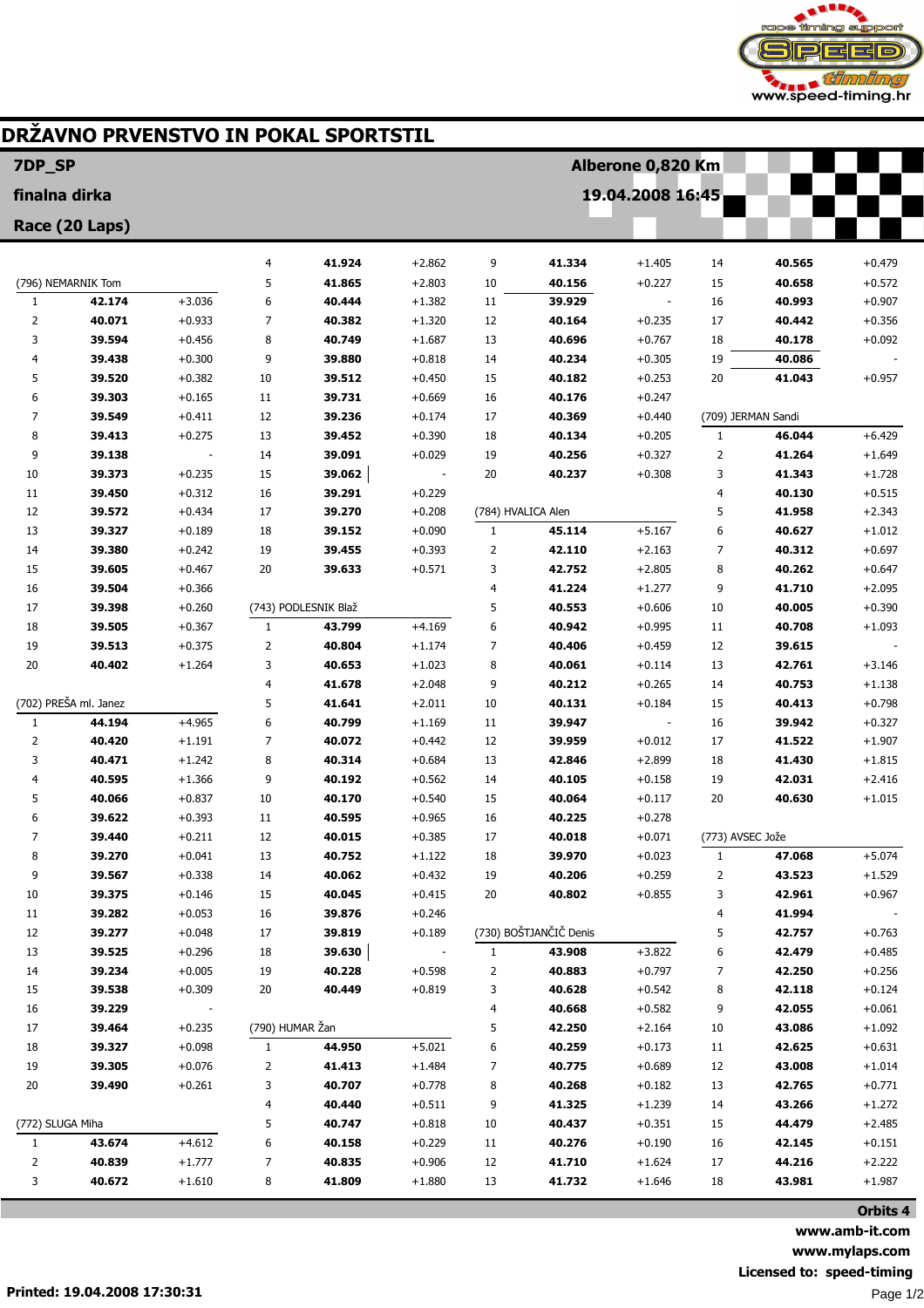# DRŽAVNO PRVENSTVO IN POKAL SPORTSTIL

**7DP_SP** — **Alberone 0,820 Km**

**finalna dirka** — **19.04.2008 16:45**

**Race (20 Laps)**

(796) NEMARNIK Tom

| Lap | Time | Diff |
|---|---|---|
| 1 | **42.174** | +3.036 |
| 2 | **40.071** | +0.933 |
| 3 | **39.594** | +0.456 |
| 4 | **39.438** | +0.300 |
| 5 | **39.520** | +0.382 |
| 6 | **39.303** | +0.165 |
| 7 | **39.549** | +0.411 |
| 8 | **39.413** | +0.275 |
| 9 | **39.138** | - |
| 10 | **39.373** | +0.235 |
| 11 | **39.450** | +0.312 |
| 12 | **39.572** | +0.434 |
| 13 | **39.327** | +0.189 |
| 14 | **39.380** | +0.242 |
| 15 | **39.605** | +0.467 |
| 16 | **39.504** | +0.366 |
| 17 | **39.398** | +0.260 |
| 18 | **39.505** | +0.367 |
| 19 | **39.513** | +0.375 |
| 20 | **40.402** | +1.264 |

(702) PREŠA ml. Janez

| Lap | Time | Diff |
|---|---|---|
| 1 | **44.194** | +4.965 |
| 2 | **40.420** | +1.191 |
| 3 | **40.471** | +1.242 |
| 4 | **40.595** | +1.366 |
| 5 | **40.066** | +0.837 |
| 6 | **39.622** | +0.393 |
| 7 | **39.440** | +0.211 |
| 8 | **39.270** | +0.041 |
| 9 | **39.567** | +0.338 |
| 10 | **39.375** | +0.146 |
| 11 | **39.282** | +0.053 |
| 12 | **39.277** | +0.048 |
| 13 | **39.525** | +0.296 |
| 14 | **39.234** | +0.005 |
| 15 | **39.538** | +0.309 |
| 16 | **39.229** | - |
| 17 | **39.464** | +0.235 |
| 18 | **39.327** | +0.098 |
| 19 | **39.305** | +0.076 |
| 20 | **39.490** | +0.261 |

(772) SLUGA Miha

| Lap | Time | Diff |
|---|---|---|
| 1 | **43.674** | +4.612 |
| 2 | **40.839** | +1.777 |
| 3 | **40.672** | +1.610 |
| 4 | **41.924** | +2.862 |
| 5 | **41.865** | +2.803 |
| 6 | **40.444** | +1.382 |
| 7 | **40.382** | +1.320 |
| 8 | **40.749** | +1.687 |
| 9 | **39.880** | +0.818 |
| 10 | **39.512** | +0.450 |
| 11 | **39.731** | +0.669 |
| 12 | **39.236** | +0.174 |
| 13 | **39.452** | +0.390 |
| 14 | **39.091** | +0.029 |
| 15 | **39.062** | - |
| 16 | **39.291** | +0.229 |
| 17 | **39.270** | +0.208 |
| 18 | **39.152** | +0.090 |
| 19 | **39.455** | +0.393 |
| 20 | **39.633** | +0.571 |

(743) PODLESNIK Blaž

| Lap | Time | Diff |
|---|---|---|
| 1 | **43.799** | +4.169 |
| 2 | **40.804** | +1.174 |
| 3 | **40.653** | +1.023 |
| 4 | **41.678** | +2.048 |
| 5 | **41.641** | +2.011 |
| 6 | **40.799** | +1.169 |
| 7 | **40.072** | +0.442 |
| 8 | **40.314** | +0.684 |
| 9 | **40.192** | +0.562 |
| 10 | **40.170** | +0.540 |
| 11 | **40.595** | +0.965 |
| 12 | **40.015** | +0.385 |
| 13 | **40.752** | +1.122 |
| 14 | **40.062** | +0.432 |
| 15 | **40.045** | +0.415 |
| 16 | **39.876** | +0.246 |
| 17 | **39.819** | +0.189 |
| 18 | **39.630** | - |
| 19 | **40.228** | +0.598 |
| 20 | **40.449** | +0.819 |

(790) HUMAR Žan

| Lap | Time | Diff |
|---|---|---|
| 1 | **44.950** | +5.021 |
| 2 | **41.413** | +1.484 |
| 3 | **40.707** | +0.778 |
| 4 | **40.440** | +0.511 |
| 5 | **40.747** | +0.818 |
| 6 | **40.158** | +0.229 |
| 7 | **40.835** | +0.906 |
| 8 | **41.809** | +1.880 |
| 9 | **41.334** | +1.405 |
| 10 | **40.156** | +0.227 |
| 11 | **39.929** | - |
| 12 | **40.164** | +0.235 |
| 13 | **40.696** | +0.767 |
| 14 | **40.234** | +0.305 |
| 15 | **40.182** | +0.253 |
| 16 | **40.176** | +0.247 |
| 17 | **40.369** | +0.440 |
| 18 | **40.134** | +0.205 |
| 19 | **40.256** | +0.327 |
| 20 | **40.237** | +0.308 |

(784) HVALICA Alen

| Lap | Time | Diff |
|---|---|---|
| 1 | **45.114** | +5.167 |
| 2 | **42.110** | +2.163 |
| 3 | **42.752** | +2.805 |
| 4 | **41.224** | +1.277 |
| 5 | **40.553** | +0.606 |
| 6 | **40.942** | +0.995 |
| 7 | **40.406** | +0.459 |
| 8 | **40.061** | +0.114 |
| 9 | **40.212** | +0.265 |
| 10 | **40.131** | +0.184 |
| 11 | **39.947** | - |
| 12 | **39.959** | +0.012 |
| 13 | **42.846** | +2.899 |
| 14 | **40.105** | +0.158 |
| 15 | **40.064** | +0.117 |
| 16 | **40.225** | +0.278 |
| 17 | **40.018** | +0.071 |
| 18 | **39.970** | +0.023 |
| 19 | **40.206** | +0.259 |
| 20 | **40.802** | +0.855 |

(730) BOŠTJANČIČ Denis

| Lap | Time | Diff |
|---|---|---|
| 1 | **43.908** | +3.822 |
| 2 | **40.883** | +0.797 |
| 3 | **40.628** | +0.542 |
| 4 | **40.668** | +0.582 |
| 5 | **42.250** | +2.164 |
| 6 | **40.259** | +0.173 |
| 7 | **40.775** | +0.689 |
| 8 | **40.268** | +0.182 |
| 9 | **41.325** | +1.239 |
| 10 | **40.437** | +0.351 |
| 11 | **40.276** | +0.190 |
| 12 | **41.710** | +1.624 |
| 13 | **41.732** | +1.646 |
| 14 | **40.565** | +0.479 |
| 15 | **40.658** | +0.572 |
| 16 | **40.993** | +0.907 |
| 17 | **40.442** | +0.356 |
| 18 | **40.178** | +0.092 |
| 19 | **40.086** | - |
| 20 | **41.043** | +0.957 |

(709) JERMAN Sandi

| Lap | Time | Diff |
|---|---|---|
| 1 | **46.044** | +6.429 |
| 2 | **41.264** | +1.649 |
| 3 | **41.343** | +1.728 |
| 4 | **40.130** | +0.515 |
| 5 | **41.958** | +2.343 |
| 6 | **40.627** | +1.012 |
| 7 | **40.312** | +0.697 |
| 8 | **40.262** | +0.647 |
| 9 | **41.710** | +2.095 |
| 10 | **40.005** | +0.390 |
| 11 | **40.708** | +1.093 |
| 12 | **39.615** | - |
| 13 | **42.761** | +3.146 |
| 14 | **40.753** | +1.138 |
| 15 | **40.413** | +0.798 |
| 16 | **39.942** | +0.327 |
| 17 | **41.522** | +1.907 |
| 18 | **41.430** | +1.815 |
| 19 | **42.031** | +2.416 |
| 20 | **40.630** | +1.015 |

(773) AVSEC Jože

| Lap | Time | Diff |
|---|---|---|
| 1 | **47.068** | +5.074 |
| 2 | **43.523** | +1.529 |
| 3 | **42.961** | +0.967 |
| 4 | **41.994** | - |
| 5 | **42.757** | +0.763 |
| 6 | **42.479** | +0.485 |
| 7 | **42.250** | +0.256 |
| 8 | **42.118** | +0.124 |
| 9 | **42.055** | +0.061 |
| 10 | **43.086** | +1.092 |
| 11 | **42.625** | +0.631 |
| 12 | **43.008** | +1.014 |
| 13 | **42.765** | +0.771 |
| 14 | **43.266** | +1.272 |
| 15 | **44.479** | +2.485 |
| 16 | **42.145** | +0.151 |
| 17 | **44.216** | +2.222 |
| 18 | **43.981** | +1.987 |

**Orbits 4**

**www.amb-it.com**

**www.mylaps.com**

**Licensed to: speed-timing**

**Printed: 19.04.2008 17:30:31**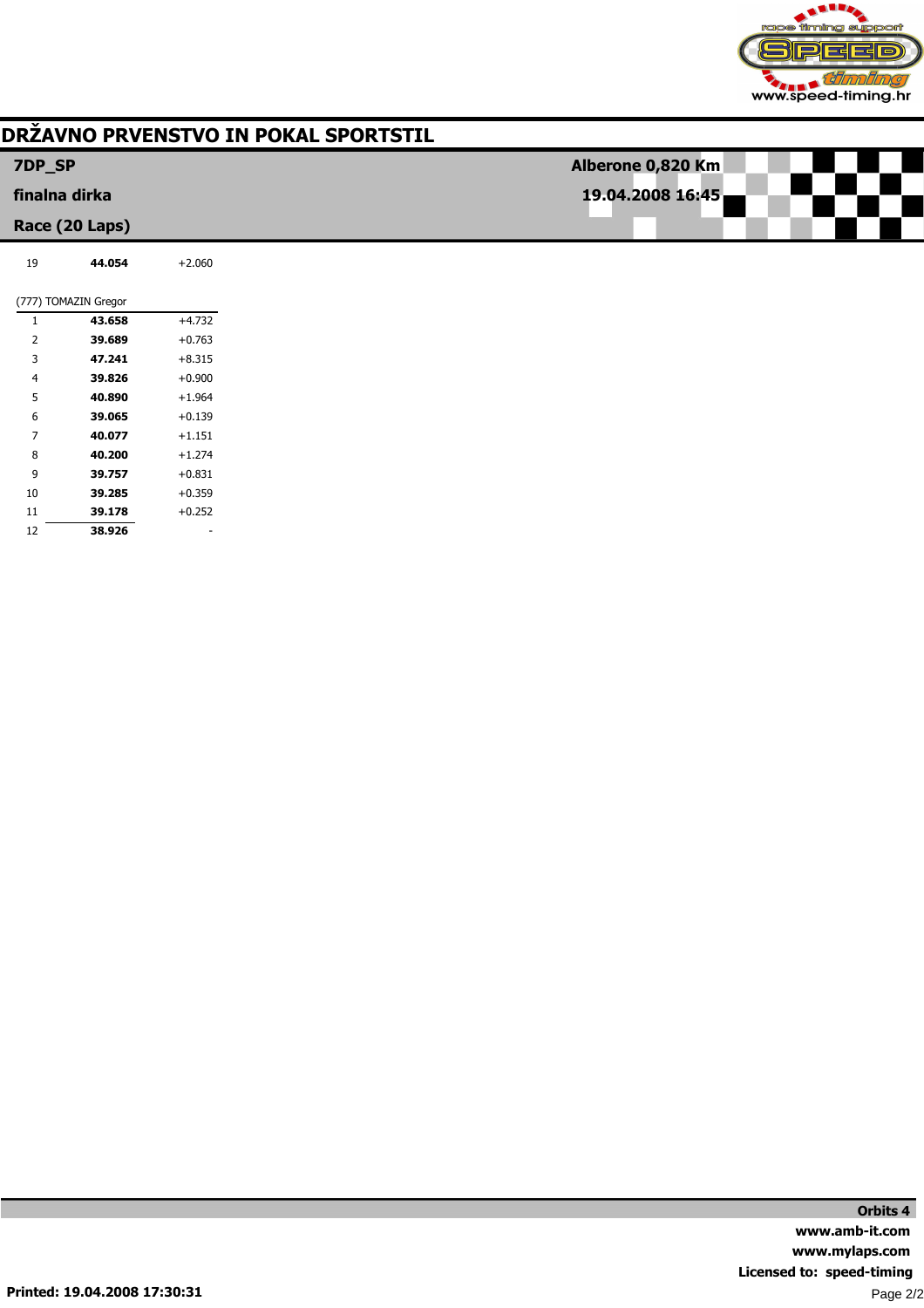# DRŽAVNO PRVENSTVO IN POKAL SPORTSTIL

**7DP_SP** — **Alberone 0,820 Km**

**finalna dirka** — **19.04.2008 16:45**

**Race (20 Laps)**

| | | |
|---|---|---|
| 19 | **44.054** | +2.060 |

(777) TOMAZIN Gregor

| | | |
|---|---|---|
| 1 | **43.658** | +4.732 |
| 2 | **39.689** | +0.763 |
| 3 | **47.241** | +8.315 |
| 4 | **39.826** | +0.900 |
| 5 | **40.890** | +1.964 |
| 6 | **39.065** | +0.139 |
| 7 | **40.077** | +1.151 |
| 8 | **40.200** | +1.274 |
| 9 | **39.757** | +0.831 |
| 10 | **39.285** | +0.359 |
| 11 | **39.178** | +0.252 |
| 12 | **38.926** | - |

**Orbits 4**
**www.amb-it.com**
**www.mylaps.com**
**Licensed to: speed-timing**

**Printed: 19.04.2008 17:30:31**